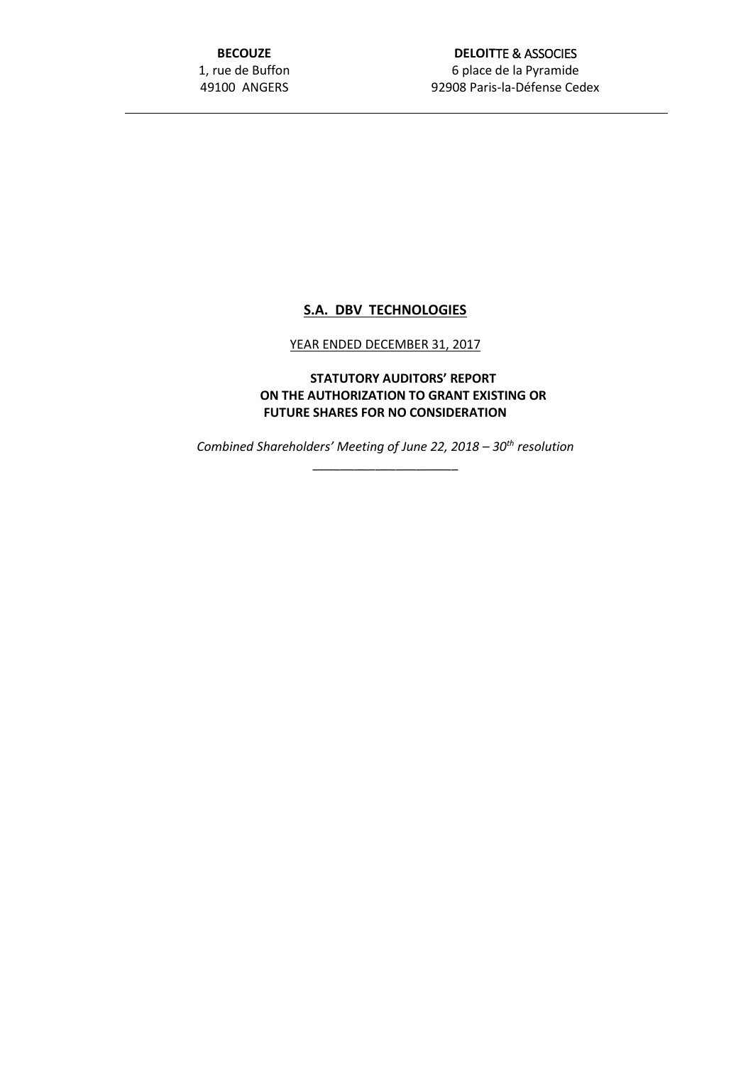**BECOUZE**
1, rue de Buffon
49100 ANGERS

**DELOITTE & ASSOCIES**
6 place de la Pyramide
92908 Paris-la-Défense Cedex

---

# S.A. DBV TECHNOLOGIES

YEAR ENDED DECEMBER 31, 2017

## STATUTORY AUDITORS' REPORT ON THE AUTHORIZATION TO GRANT EXISTING OR FUTURE SHARES FOR NO CONSIDERATION

*Combined Shareholders' Meeting of June 22, 2018 – 30th resolution*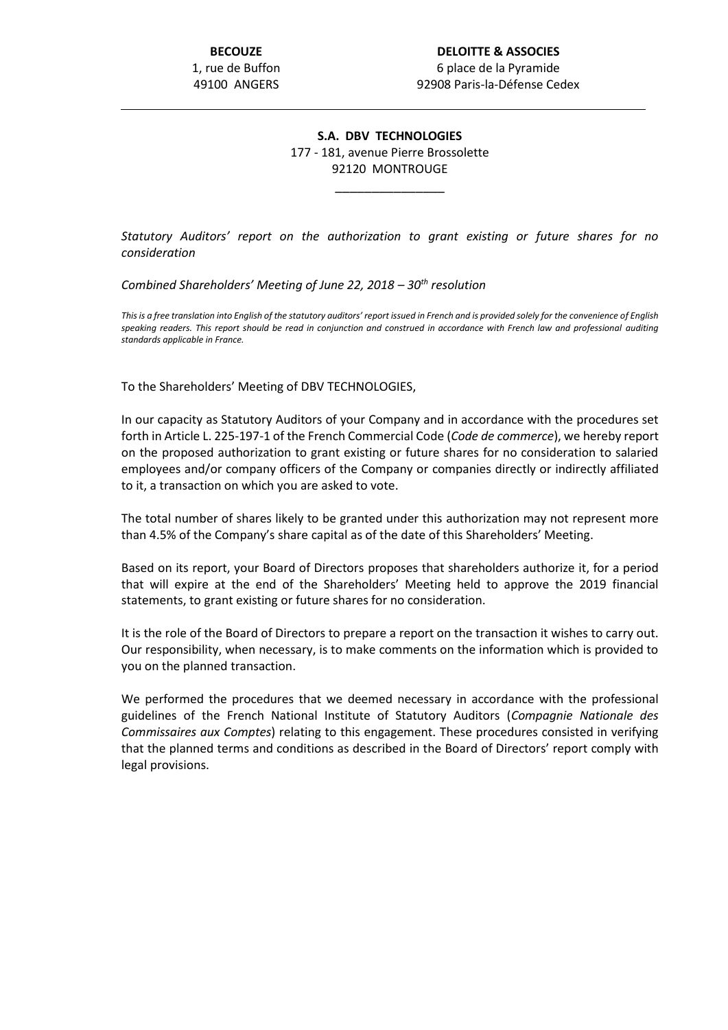**BECOUZE**
1, rue de Buffon
49100 ANGERS

**DELOITTE & ASSOCIES**
6 place de la Pyramide
92908 Paris-la-Défense Cedex

---

**S.A. DBV TECHNOLOGIES**
177 - 181, avenue Pierre Brossolette
92120 MONTROUGE

*Statutory Auditors' report on the authorization to grant existing or future shares for no consideration*

*Combined Shareholders' Meeting of June 22, 2018 – 30th resolution*

*This is a free translation into English of the statutory auditors' report issued in French and is provided solely for the convenience of English speaking readers. This report should be read in conjunction and construed in accordance with French law and professional auditing standards applicable in France.*

To the Shareholders' Meeting of DBV TECHNOLOGIES,

In our capacity as Statutory Auditors of your Company and in accordance with the procedures set forth in Article L. 225-197-1 of the French Commercial Code (*Code de commerce*), we hereby report on the proposed authorization to grant existing or future shares for no consideration to salaried employees and/or company officers of the Company or companies directly or indirectly affiliated to it, a transaction on which you are asked to vote.

The total number of shares likely to be granted under this authorization may not represent more than 4.5% of the Company's share capital as of the date of this Shareholders' Meeting.

Based on its report, your Board of Directors proposes that shareholders authorize it, for a period that will expire at the end of the Shareholders' Meeting held to approve the 2019 financial statements, to grant existing or future shares for no consideration.

It is the role of the Board of Directors to prepare a report on the transaction it wishes to carry out. Our responsibility, when necessary, is to make comments on the information which is provided to you on the planned transaction.

We performed the procedures that we deemed necessary in accordance with the professional guidelines of the French National Institute of Statutory Auditors (*Compagnie Nationale des Commissaires aux Comptes*) relating to this engagement. These procedures consisted in verifying that the planned terms and conditions as described in the Board of Directors' report comply with legal provisions.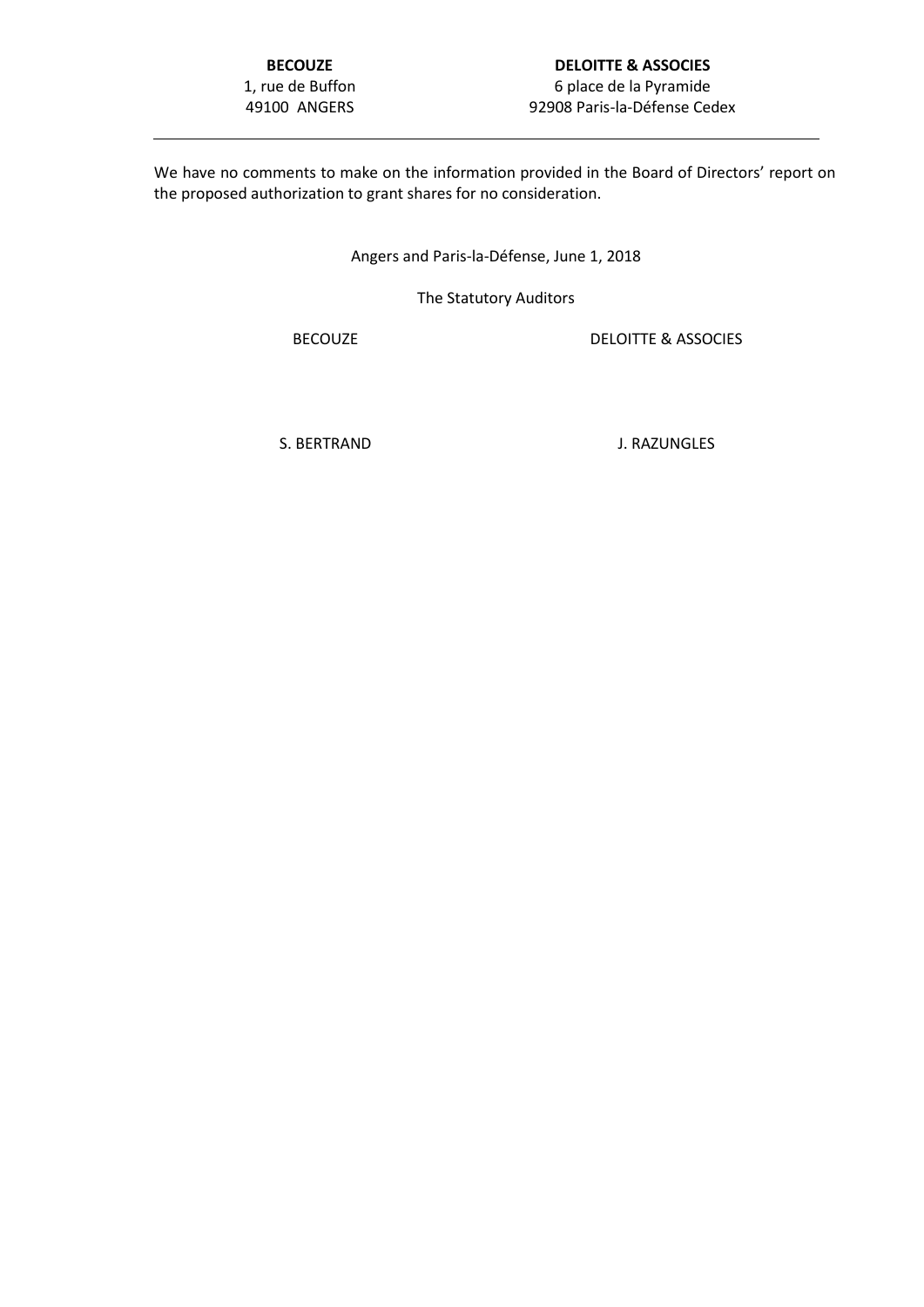We have no comments to make on the information provided in the Board of Directors' report on the proposed authorization to grant shares for no consideration.

Angers and Paris-la-Défense, June 1, 2018

The Statutory Auditors

| BECOUZE | DELOITTE & ASSOCIES |
| --- | --- |
| S. BERTRAND | J. RAZUNGLES |